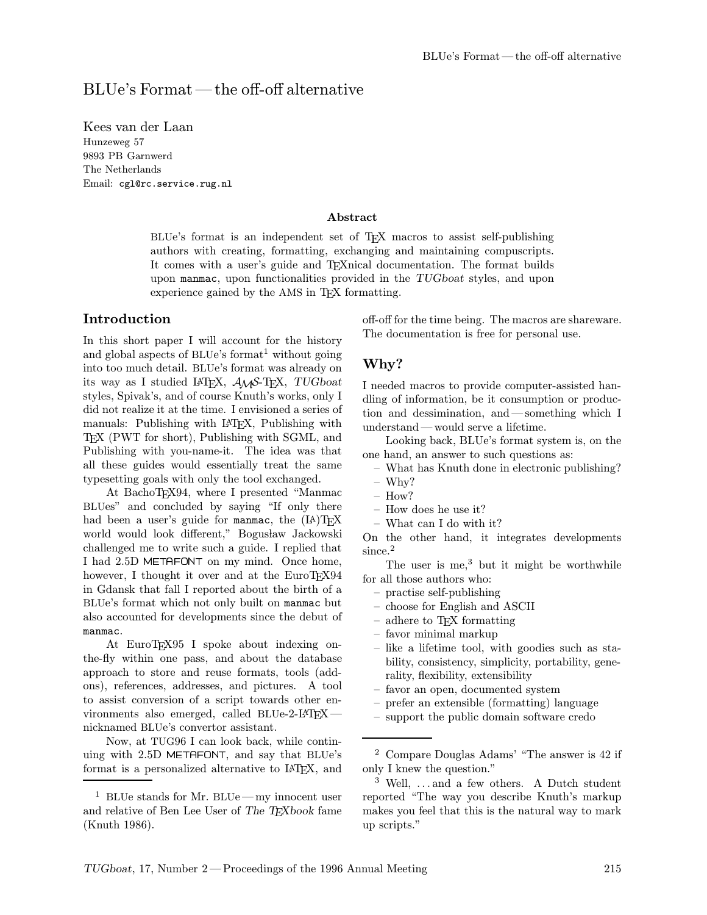# BLUe's Format — the off-off alternative

Kees van der Laan
Hunzeweg 57
9893 PB Garnwerd
The Netherlands
Email: `cgl@rc.service.rug.nl`

### Abstract

BLUe's format is an independent set of TeX macros to assist self-publishing authors with creating, formatting, exchanging and maintaining compuscripts. It comes with a user's guide and TeXnical documentation. The format builds upon `manmac`, upon functionalities provided in the *TUGboat* styles, and upon experience gained by the AMS in TeX formatting.

## Introduction

In this short paper I will account for the history and global aspects of BLUe's format[1] without going into too much detail. BLUe's format was already on its way as I studied LaTeX, AMS-TeX, *TUGboat* styles, Spivak's, and of course Knuth's works, only I did not realize it at the time. I envisioned a series of manuals: Publishing with LaTeX, Publishing with TeX (PWT for short), Publishing with SGML, and Publishing with you-name-it. The idea was that all these guides would essentially treat the same typesetting goals with only the tool exchanged.

At BachoTeX94, where I presented "Manmac BLUes" and concluded by saying "If only there had been a user's guide for `manmac`, the (LA)TeX world would look different," Bogusław Jackowski challenged me to write such a guide. I replied that I had 2.5D METAFONT on my mind. Once home, however, I thought it over and at the EuroTeX94 in Gdansk that fall I reported about the birth of a BLUe's format which not only built on `manmac` but also accounted for developments since the debut of `manmac`.

At EuroTeX95 I spoke about indexing on-the-fly within one pass, and about the database approach to store and reuse formats, tools (add-ons), references, addresses, and pictures. A tool to assist conversion of a script towards other environments also emerged, called BLUe-2-LaTeX — nicknamed BLUe's convertor assistant.

Now, at TUG96 I can look back, while continuing with 2.5D METAFONT, and say that BLUe's format is a personalized alternative to LaTeX, and off-off for the time being. The macros are shareware. The documentation is free for personal use.

## Why?

I needed macros to provide computer-assisted handling of information, be it consumption or production and dessimination, and — something which I understand — would serve a lifetime.

Looking back, BLUe's format system is, on the one hand, an answer to such questions as:

- What has Knuth done in electronic publishing?
- Why?
- How?
- How does he use it?
- What can I do with it?

On the other hand, it integrates developments since.[2]

The user is me,[3] but it might be worthwhile for all those authors who:

- practise self-publishing
- choose for English and ASCII
- adhere to TeX formatting
- favor minimal markup
- like a lifetime tool, with goodies such as stability, consistency, simplicity, portability, generality, flexibility, extensibility
- favor an open, documented system
- prefer an extensible (formatting) language
- support the public domain software credo

---

[1] BLUe stands for Mr. BLUe — my innocent user and relative of Ben Lee User of *The TeXbook* fame (Knuth 1986).

[2] Compare Douglas Adams' "The answer is 42 if only I knew the question."

[3] Well, ... and a few others. A Dutch student reported "The way you describe Knuth's markup makes you feel that this is the natural way to mark up scripts."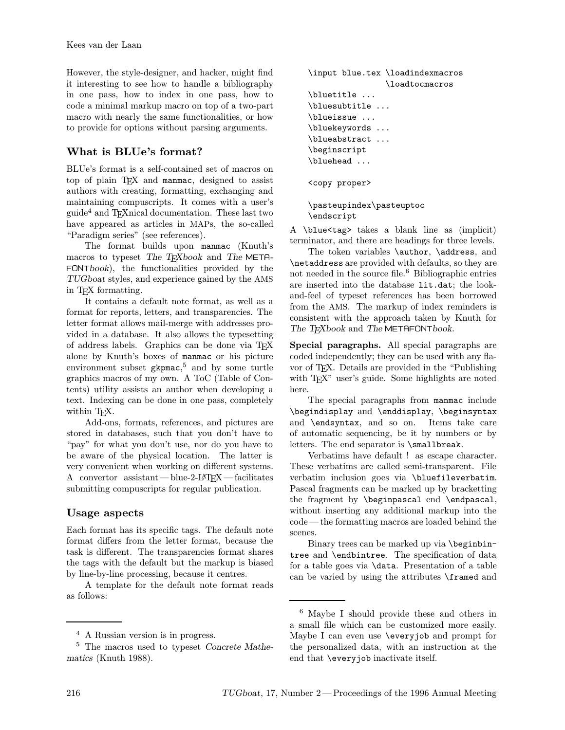However, the style-designer, and hacker, might find it interesting to see how to handle a bibliography in one pass, how to index in one pass, how to code a minimal markup macro on top of a two-part macro with nearly the same functionalities, or how to provide for options without parsing arguments.

## What is BLUe's format?

BLUe's format is a self-contained set of macros on top of plain TEX and `manmac`, designed to assist authors with creating, formatting, exchanging and maintaining compuscripts. It comes with a user's guide[4] and TEXnical documentation. These last two have appeared as articles in MAPs, the so-called "Paradigm series" (see references).

The format builds upon `manmac` (Knuth's macros to typeset *The TEXbook* and *The METAFONTbook*), the functionalities provided by the *TUGboat* styles, and experience gained by the AMS in TEX formatting.

It contains a default note format, as well as a format for reports, letters, and transparencies. The letter format allows mail-merge with addresses provided in a database. It also allows the typesetting of address labels. Graphics can be done via TEX alone by Knuth's boxes of `manmac` or his picture environment subset `gkpmac`,[5] and by some turtle graphics macros of my own. A ToC (Table of Contents) utility assists an author when developing a text. Indexing can be done in one pass, completely within TEX.

Add-ons, formats, references, and pictures are stored in databases, such that you don't have to "pay" for what you don't use, nor do you have to be aware of the physical location. The latter is very convenient when working on different systems. A convertor assistant — blue-2-LATEX — facilitates submitting compuscripts for regular publication.

## Usage aspects

Each format has its specific tags. The default note format differs from the letter format, because the task is different. The transparencies format shares the tags with the default but the markup is biased by line-by-line processing, because it centres.

A template for the default note format reads as follows:

```
\input blue.tex \loadindexmacros
                \loadtocmacros
\bluetitle ...
\bluesubtitle ...
\blueissue ...
\bluekeywords ...
\blueabstract ...
\beginscript
\bluehead ...

<copy proper>

\pasteupindex\pasteuptoc
\endscript
```

A `\blue<tag>` takes a blank line as (implicit) terminator, and there are headings for three levels.

The token variables `\author`, `\address`, and `\netaddress` are provided with defaults, so they are not needed in the source file.[6] Bibliographic entries are inserted into the database `lit.dat`; the look-and-feel of typeset references has been borrowed from the AMS. The markup of index reminders is consistent with the approach taken by Knuth for *The TEXbook* and *The METAFONTbook*.

**Special paragraphs.** All special paragraphs are coded independently; they can be used with any flavor of TEX. Details are provided in the "Publishing with TEX" user's guide. Some highlights are noted here.

The special paragraphs from `manmac` include `\begindisplay` and `\enddisplay`, `\beginsyntax` and `\endsyntax`, and so on. Items take care of automatic sequencing, be it by numbers or by letters. The end separator is `\smallbreak`.

Verbatims have default ! as escape character. These verbatims are called semi-transparent. File verbatim inclusion goes via `\bluefileverbatim`. Pascal fragments can be marked up by bracketting the fragment by `\beginpascal` end `\endpascal`, without inserting any additional markup into the code — the formatting macros are loaded behind the scenes.

Binary trees can be marked up via `\beginbintree` and `\endbintree`. The specification of data for a table goes via `\data`. Presentation of a table can be varied by using the attributes `\framed` and

---

[4] A Russian version is in progress.

[5] The macros used to typeset *Concrete Mathematics* (Knuth 1988).

[6] Maybe I should provide these and others in a small file which can be customized more easily. Maybe I can even use `\everyjob` and prompt for the personalized data, with an instruction at the end that `\everyjob` inactivate itself.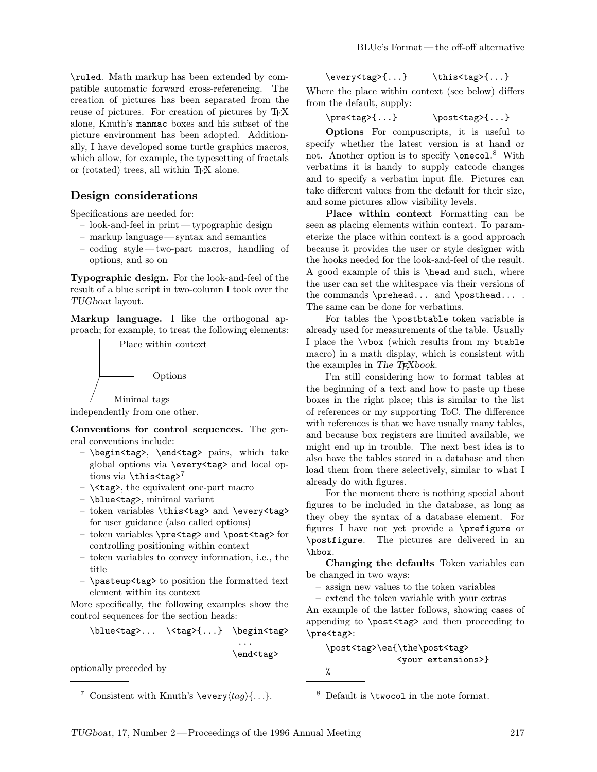\ruled. Math markup has been extended by compatible automatic forward cross-referencing. The creation of pictures has been separated from the reuse of pictures. For creation of pictures by TeX alone, Knuth's `manmac` boxes and his subset of the picture environment has been adopted. Additionally, I have developed some turtle graphics macros, which allow, for example, the typesetting of fractals or (rotated) trees, all within TeX alone.

## Design considerations

Specifications are needed for:

- look-and-feel in print — typographic design
- markup language — syntax and semantics
- coding style — two-part macros, handling of options, and so on

**Typographic design.** For the look-and-feel of the result of a blue script in two-column I took over the *TUGboat* layout.

**Markup language.** I like the orthogonal approach; for example, to treat the following elements:

```
|  Place within context
|
|______ Options
/
   Minimal tags
```

independently from one other.

**Conventions for control sequences.** The general conventions include:

- `\begin<tag>`, `\end<tag>` pairs, which take global options via `\every<tag>` and local options via `\this<tag>`[7]
- `\<tag>`, the equivalent one-part macro
- `\blue<tag>`, minimal variant
- token variables `\this<tag>` and `\every<tag>` for user guidance (also called options)
- token variables `\pre<tag>` and `\post<tag>` for controlling positioning within context
- token variables to convey information, i.e., the title
- `\pasteup<tag>` to position the formatted text element within its context

More specifically, the following examples show the control sequences for the section heads:

```
\blue<tag>...  \<tag>{...}  \begin<tag>
                               ...
                            \end<tag>
```

optionally preceded by

```
\every<tag>{...}     \this<tag>{...}
```

Where the place within context (see below) differs from the default, supply:

```
\pre<tag>{...}       \post<tag>{...}
```

**Options** For compuscripts, it is useful to specify whether the latest version is at hand or not. Another option is to specify `\onecol`.[8] With verbatims it is handy to supply catcode changes and to specify a verbatim input file. Pictures can take different values from the default for their size, and some pictures allow visibility levels.

**Place within context** Formatting can be seen as placing elements within context. To parameterize the place within context is a good approach because it provides the user or style designer with the hooks needed for the look-and-feel of the result. A good example of this is `\head` and such, where the user can set the whitespace via their versions of the commands `\prehead...` and `\posthead...` . The same can be done for verbatims.

For tables the `\postbtable` token variable is already used for measurements of the table. Usually I place the `\vbox` (which results from my `btable` macro) in a math display, which is consistent with the examples in *The TeXbook*.

I'm still considering how to format tables at the beginning of a text and how to paste up these boxes in the right place; this is similar to the list of references or my supporting ToC. The difference with references is that we have usually many tables, and because box registers are limited available, we might end up in trouble. The next best idea is to also have the tables stored in a database and then load them from there selectively, similar to what I already do with figures.

For the moment there is nothing special about figures to be included in the database, as long as they obey the syntax of a database element. For figures I have not yet provide a `\prefigure` or `\postfigure`. The pictures are delivered in an `\hbox`.

**Changing the defaults** Token variables can be changed in two ways:

- assign new values to the token variables
- extend the token variable with your extras

An example of the latter follows, showing cases of appending to `\post<tag>` and then proceeding to `\pre<tag>`:

```
\post<tag>\ea{\the\post<tag>
              <your extensions>}
%
```

---

[7] Consistent with Knuth's \every⟨*tag*⟩{...}.

[8] Default is `\twocol` in the note format.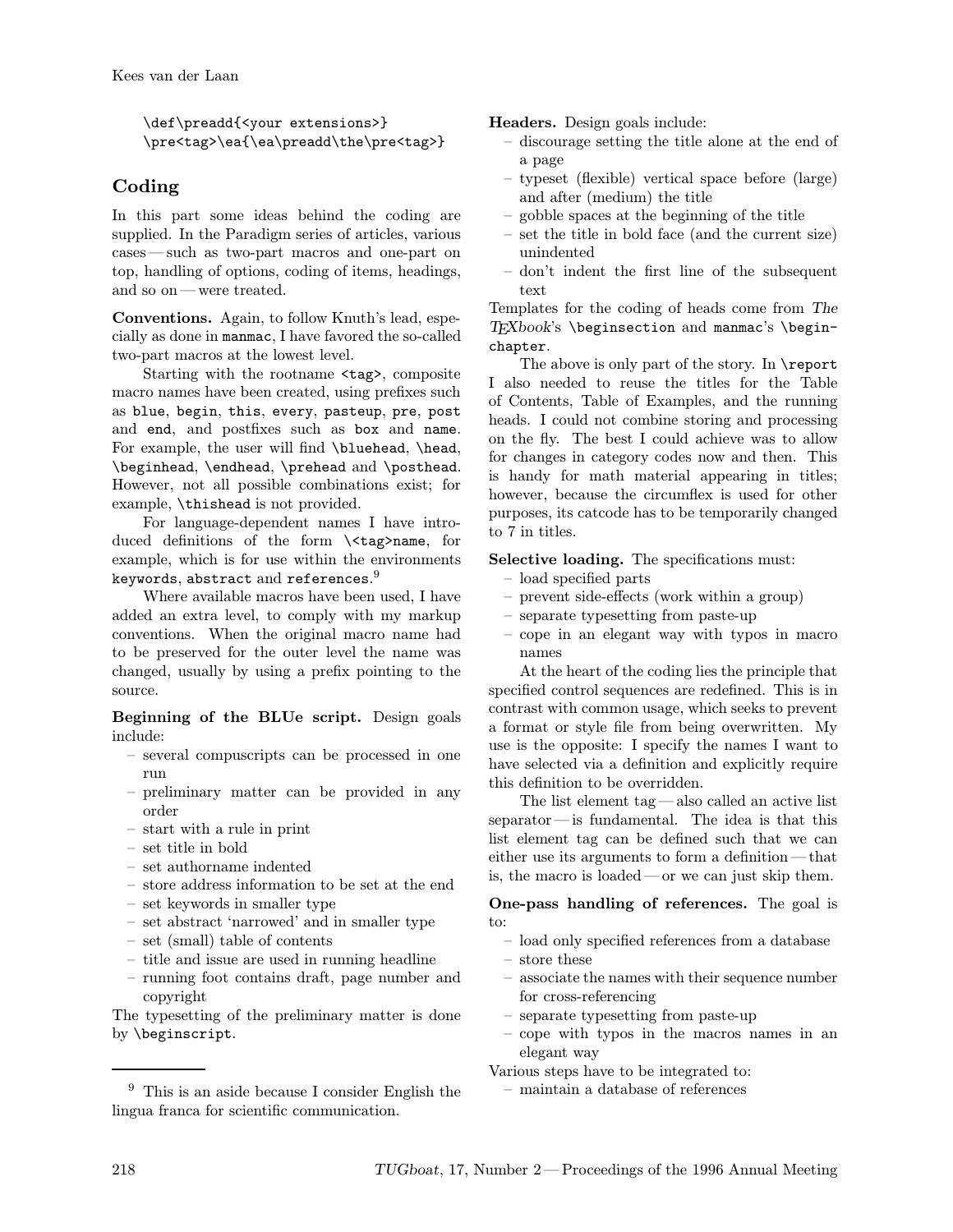```
\def\preadd{<your extensions>}
\pre<tag>\ea{\ea\preadd\the\pre<tag>}
```

## Coding

In this part some ideas behind the coding are supplied. In the Paradigm series of articles, various cases — such as two-part macros and one-part on top, handling of options, coding of items, headings, and so on — were treated.

**Conventions.** Again, to follow Knuth's lead, especially as done in `manmac`, I have favored the so-called two-part macros at the lowest level.

Starting with the rootname `<tag>`, composite macro names have been created, using prefixes such as `blue`, `begin`, `this`, `every`, `pasteup`, `pre`, `post` and `end`, and postfixes such as `box` and `name`. For example, the user will find `\bluehead`, `\head`, `\beginhead`, `\endhead`, `\prehead` and `\posthead`. However, not all possible combinations exist; for example, `\thishead` is not provided.

For language-dependent names I have introduced definitions of the form `\<tag>name`, for example, which is for use within the environments `keywords`, `abstract` and `references`.[9]

Where available macros have been used, I have added an extra level, to comply with my markup conventions. When the original macro name had to be preserved for the outer level the name was changed, usually by using a prefix pointing to the source.

**Beginning of the BLUe script.** Design goals include:

- several compuscripts can be processed in one run
- preliminary matter can be provided in any order
- start with a rule in print
- set title in bold
- set authorname indented
- store address information to be set at the end
- set keywords in smaller type
- set abstract 'narrowed' and in smaller type
- set (small) table of contents
- title and issue are used in running headline
- running foot contains draft, page number and copyright

The typesetting of the preliminary matter is done by `\beginscript`.

[9] This is an aside because I consider English the lingua franca for scientific communication.

**Headers.** Design goals include:

- discourage setting the title alone at the end of a page
- typeset (flexible) vertical space before (large) and after (medium) the title
- gobble spaces at the beginning of the title
- set the title in bold face (and the current size) unindented
- don't indent the first line of the subsequent text

Templates for the coding of heads come from *The TeXbook*'s `\beginsection` and `manmac`'s `\beginchapter`.

The above is only part of the story. In `\report` I also needed to reuse the titles for the Table of Contents, Table of Examples, and the running heads. I could not combine storing and processing on the fly. The best I could achieve was to allow for changes in category codes now and then. This is handy for math material appearing in titles; however, because the circumflex is used for other purposes, its catcode has to be temporarily changed to 7 in titles.

**Selective loading.** The specifications must:

- load specified parts
- prevent side-effects (work within a group)
- separate typesetting from paste-up
- cope in an elegant way with typos in macro names

At the heart of the coding lies the principle that specified control sequences are redefined. This is in contrast with common usage, which seeks to prevent a format or style file from being overwritten. My use is the opposite: I specify the names I want to have selected via a definition and explicitly require this definition to be overridden.

The list element tag — also called an active list separator — is fundamental. The idea is that this list element tag can be defined such that we can either use its arguments to form a definition — that is, the macro is loaded — or we can just skip them.

**One-pass handling of references.** The goal is to:

- load only specified references from a database
- store these
- associate the names with their sequence number for cross-referencing
- separate typesetting from paste-up
- cope with typos in the macros names in an elegant way

Various steps have to be integrated to:

- maintain a database of references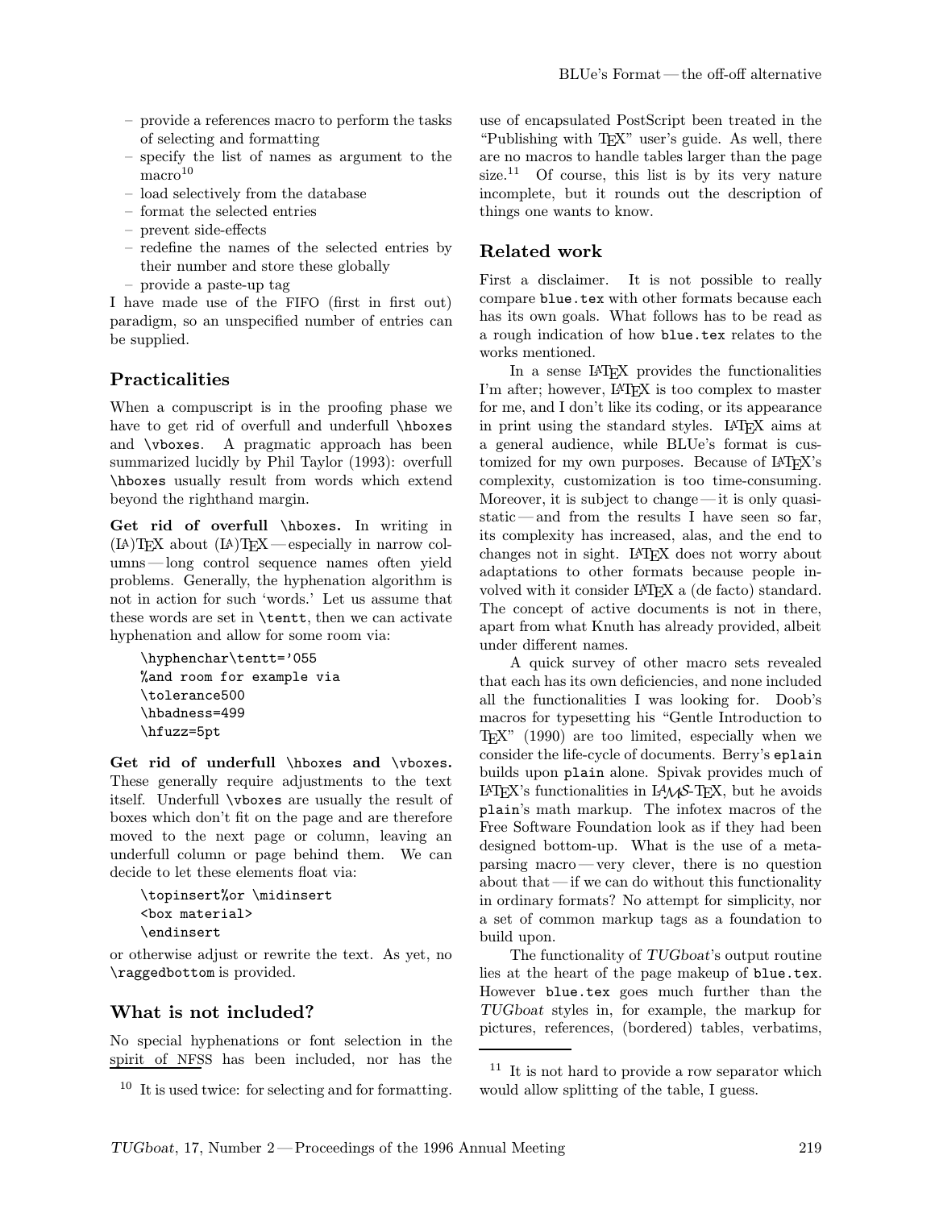- provide a references macro to perform the tasks of selecting and formatting
- specify the list of names as argument to the macro[10]
- load selectively from the database
- format the selected entries
- prevent side-effects
- redefine the names of the selected entries by their number and store these globally
- provide a paste-up tag

I have made use of the FIFO (first in first out) paradigm, so an unspecified number of entries can be supplied.

## Practicalities

When a compuscript is in the proofing phase we have to get rid of overfull and underfull `\hboxes` and `\vboxes`. A pragmatic approach has been summarized lucidly by Phil Taylor (1993): overfull `\hboxes` usually result from words which extend beyond the righthand margin.

**Get rid of overfull `\hboxes`.** In writing in (LA)TEX about (LA)TEX — especially in narrow columns — long control sequence names often yield problems. Generally, the hyphenation algorithm is not in action for such 'words.' Let us assume that these words are set in `\tentt`, then we can activate hyphenation and allow for some room via:

```
\hyphenchar\tentt='055
%and room for example via
\tolerance500
\hbadness=499
\hfuzz=5pt
```

**Get rid of underfull `\hboxes` and `\vboxes`.** These generally require adjustments to the text itself. Underfull `\vboxes` are usually the result of boxes which don't fit on the page and are therefore moved to the next page or column, leaving an underfull column or page behind them. We can decide to let these elements float via:

```
\topinsert%or \midinsert
<box material>
\endinsert
```

or otherwise adjust or rewrite the text. As yet, no `\raggedbottom` is provided.

## What is not included?

No special hyphenations or font selection in the spirit of NFSS has been included, nor has the use of encapsulated PostScript been treated in the "Publishing with TEX" user's guide. As well, there are no macros to handle tables larger than the page size.[11] Of course, this list is by its very nature incomplete, but it rounds out the description of things one wants to know.

## Related work

First a disclaimer. It is not possible to really compare `blue.tex` with other formats because each has its own goals. What follows has to be read as a rough indication of how `blue.tex` relates to the works mentioned.

In a sense LATEX provides the functionalities I'm after; however, LATEX is too complex to master for me, and I don't like its coding, or its appearance in print using the standard styles. LATEX aims at a general audience, while BLUe's format is customized for my own purposes. Because of LATEX's complexity, customization is too time-consuming. Moreover, it is subject to change — it is only quasi-static — and from the results I have seen so far, its complexity has increased, alas, and the end to changes not in sight. LATEX does not worry about adaptations to other formats because people involved with it consider LATEX a (de facto) standard. The concept of active documents is not in there, apart from what Knuth has already provided, albeit under different names.

A quick survey of other macro sets revealed that each has its own deficiencies, and none included all the functionalities I was looking for. Doob's macros for typesetting his "Gentle Introduction to TEX" (1990) are too limited, especially when we consider the life-cycle of documents. Berry's `eplain` builds upon `plain` alone. Spivak provides much of LATEX's functionalities in LAMS-TEX, but he avoids `plain`'s math markup. The infotex macros of the Free Software Foundation look as if they had been designed bottom-up. What is the use of a meta-parsing macro — very clever, there is no question about that — if we can do without this functionality in ordinary formats? No attempt for simplicity, nor a set of common markup tags as a foundation to build upon.

The functionality of *TUGboat*'s output routine lies at the heart of the page makeup of `blue.tex`. However `blue.tex` goes much further than the *TUGboat* styles in, for example, the markup for pictures, references, (bordered) tables, verbatims,

---

[10] It is used twice: for selecting and for formatting.

[11] It is not hard to provide a row separator which would allow splitting of the table, I guess.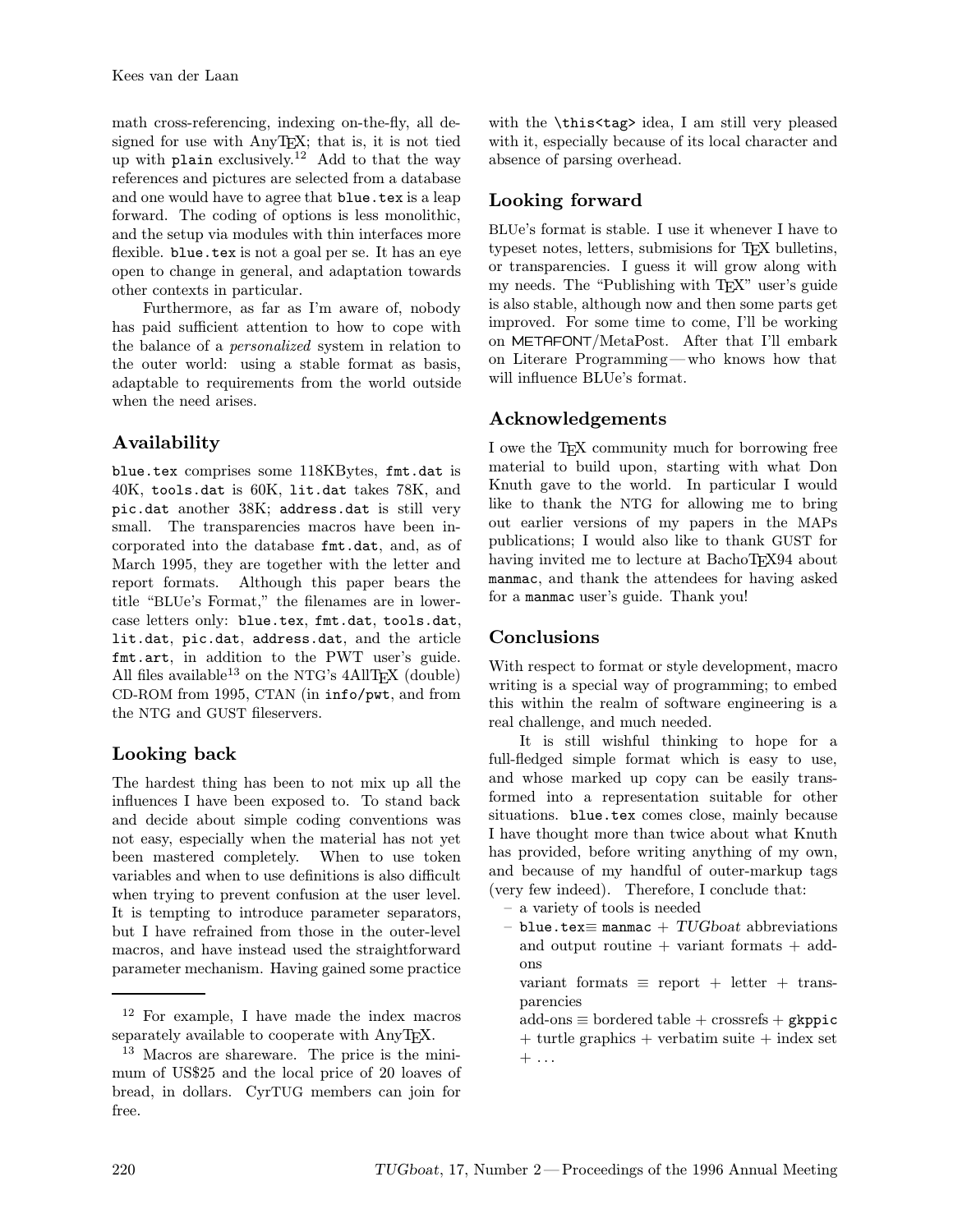math cross-referencing, indexing on-the-fly, all designed for use with AnyTEX; that is, it is not tied up with `plain` exclusively.[12] Add to that the way references and pictures are selected from a database and one would have to agree that `blue.tex` is a leap forward. The coding of options is less monolithic, and the setup via modules with thin interfaces more flexible. `blue.tex` is not a goal per se. It has an eye open to change in general, and adaptation towards other contexts in particular.

Furthermore, as far as I'm aware of, nobody has paid sufficient attention to how to cope with the balance of a *personalized* system in relation to the outer world: using a stable format as basis, adaptable to requirements from the world outside when the need arises.

## Availability

`blue.tex` comprises some 118KBytes, `fmt.dat` is 40K, `tools.dat` is 60K, `lit.dat` takes 78K, and `pic.dat` another 38K; `address.dat` is still very small. The transparencies macros have been incorporated into the database `fmt.dat`, and, as of March 1995, they are together with the letter and report formats. Although this paper bears the title "BLUe's Format," the filenames are in lowercase letters only: `blue.tex`, `fmt.dat`, `tools.dat`, `lit.dat`, `pic.dat`, `address.dat`, and the article `fmt.art`, in addition to the PWT user's guide. All files available[13] on the NTG's 4AllTEX (double) CD-ROM from 1995, CTAN (in `info/pwt`, and from the NTG and GUST fileservers.

## Looking back

The hardest thing has been to not mix up all the influences I have been exposed to. To stand back and decide about simple coding conventions was not easy, especially when the material has not yet been mastered completely. When to use token variables and when to use definitions is also difficult when trying to prevent confusion at the user level. It is tempting to introduce parameter separators, but I have refrained from those in the outer-level macros, and have instead used the straightforward parameter mechanism. Having gained some practice with the `\this<tag>` idea, I am still very pleased with it, especially because of its local character and absence of parsing overhead.

## Looking forward

BLUe's format is stable. I use it whenever I have to typeset notes, letters, submisions for TEX bulletins, or transparencies. I guess it will grow along with my needs. The "Publishing with TEX" user's guide is also stable, although now and then some parts get improved. For some time to come, I'll be working on METAFONT/MetaPost. After that I'll embark on Literare Programming — who knows how that will influence BLUe's format.

## Acknowledgements

I owe the TEX community much for borrowing free material to build upon, starting with what Don Knuth gave to the world. In particular I would like to thank the NTG for allowing me to bring out earlier versions of my papers in the MAPs publications; I would also like to thank GUST for having invited me to lecture at BachoTEX94 about `manmac`, and thank the attendees for having asked for a `manmac` user's guide. Thank you!

## Conclusions

With respect to format or style development, macro writing is a special way of programming; to embed this within the realm of software engineering is a real challenge, and much needed.

It is still wishful thinking to hope for a full-fledged simple format which is easy to use, and whose marked up copy can be easily transformed into a representation suitable for other situations. `blue.tex` comes close, mainly because I have thought more than twice about what Knuth has provided, before writing anything of my own, and because of my handful of outer-markup tags (very few indeed). Therefore, I conclude that:

– a variety of tools is needed

– `blue.tex` ≡ `manmac` + *TUGboat* abbreviations and output routine + variant formats + add-ons
  variant formats ≡ report + letter + transparencies
  add-ons ≡ bordered table + crossrefs + `gkppic` + turtle graphics + verbatim suite + index set + ...

---

[12] For example, I have made the index macros separately available to cooperate with AnyTEX.

[13] Macros are shareware. The price is the minimum of US$25 and the local price of 20 loaves of bread, in dollars. CyrTUG members can join for free.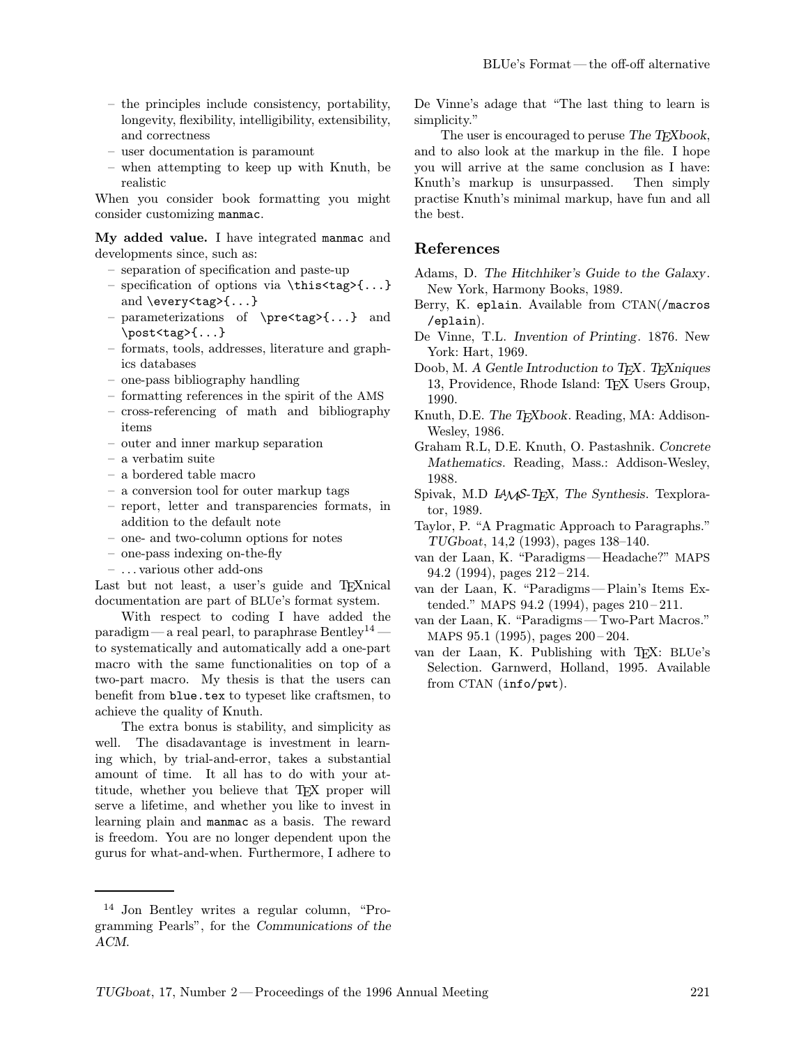- the principles include consistency, portability, longevity, flexibility, intelligibility, extensibility, and correctness
- user documentation is paramount
- when attempting to keep up with Knuth, be realistic

When you consider book formatting you might consider customizing `manmac`.

**My added value.** I have integrated `manmac` and developments since, such as:

- separation of specification and paste-up
- specification of options via `\this<tag>{...}` and `\every<tag>{...}`
- parameterizations of `\pre<tag>{...}` and `\post<tag>{...}`
- formats, tools, addresses, literature and graphics databases
- one-pass bibliography handling
- formatting references in the spirit of the AMS
- cross-referencing of math and bibliography items
- outer and inner markup separation
- a verbatim suite
- a bordered table macro
- a conversion tool for outer markup tags
- report, letter and transparencies formats, in addition to the default note
- one- and two-column options for notes
- one-pass indexing on-the-fly
- ...various other add-ons

Last but not least, a user's guide and TEXnical documentation are part of BLUe's format system.

With respect to coding I have added the paradigm — a real pearl, to paraphrase Bentley[14] — to systematically and automatically add a one-part macro with the same functionalities on top of a two-part macro. My thesis is that the users can benefit from `blue.tex` to typeset like craftsmen, to achieve the quality of Knuth.

The extra bonus is stability, and simplicity as well. The disadavantage is investment in learning which, by trial-and-error, takes a substantial amount of time. It all has to do with your attitude, whether you believe that TEX proper will serve a lifetime, and whether you like to invest in learning plain and `manmac` as a basis. The reward is freedom. You are no longer dependent upon the gurus for what-and-when. Furthermore, I adhere to De Vinne's adage that "The last thing to learn is simplicity."

The user is encouraged to peruse *The TEXbook*, and to also look at the markup in the file. I hope you will arrive at the same conclusion as I have: Knuth's markup is unsurpassed. Then simply practise Knuth's minimal markup, have fun and all the best.

[14] Jon Bentley writes a regular column, "Programming Pearls", for the *Communications of the ACM*.

## References

Adams, D. *The Hitchhiker's Guide to the Galaxy*. New York, Harmony Books, 1989.

Berry, K. `eplain`. Available from CTAN(`/macros/eplain`).

De Vinne, T.L. *Invention of Printing*. 1876. New York: Hart, 1969.

Doob, M. *A Gentle Introduction to TEX*. *TEXniques* 13, Providence, Rhode Island: TEX Users Group, 1990.

Knuth, D.E. *The TEXbook*. Reading, MA: Addison-Wesley, 1986.

Graham R.L, D.E. Knuth, O. Pastashnik. *Concrete Mathematics*. Reading, Mass.: Addison-Wesley, 1988.

Spivak, M.D *LAMS-TEX, The Synthesis*. Texplorator, 1989.

Taylor, P. "A Pragmatic Approach to Paragraphs." *TUGboat*, 14,2 (1993), pages 138–140.

van der Laan, K. "Paradigms — Headache?" MAPS 94.2 (1994), pages 212 – 214.

van der Laan, K. "Paradigms — Plain's Items Extended." MAPS 94.2 (1994), pages 210 – 211.

van der Laan, K. "Paradigms — Two-Part Macros." MAPS 95.1 (1995), pages 200 – 204.

van der Laan, K. Publishing with TEX: BLUe's Selection. Garnwerd, Holland, 1995. Available from CTAN (`info/pwt`).